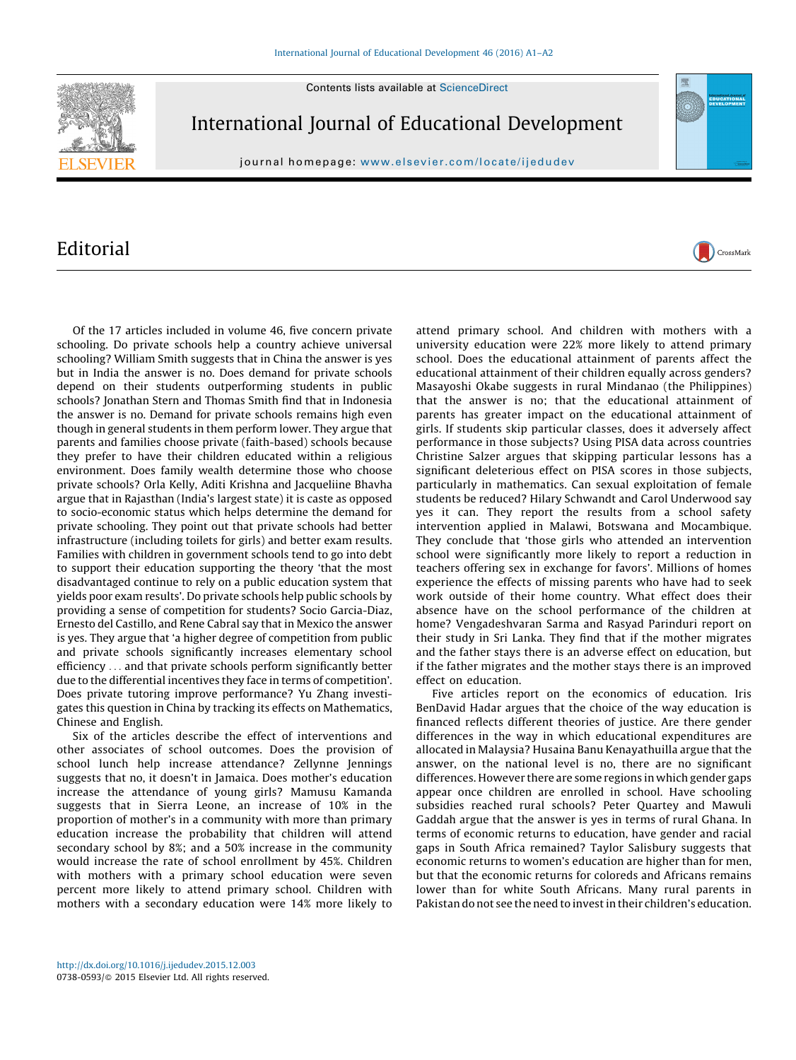# Editorial

Of the 17 articles included in volume 46, five concern private schooling. Do private schools help a country achieve universal schooling? William Smith suggests that in China the answer is yes but in India the answer is no. Does demand for private schools depend on their students outperforming students in public schools? Jonathan Stern and Thomas Smith find that in Indonesia the answer is no. Demand for private schools remains high even though in general students in them perform lower. They argue that parents and families choose private (faith-based) schools because they prefer to have their children educated within a religious environment. Does family wealth determine those who choose private schools? Orla Kelly, Aditi Krishna and Jacqueliine Bhavha argue that in Rajasthan (India's largest state) it is caste as opposed to socio-economic status which helps determine the demand for private schooling. They point out that private schools had better infrastructure (including toilets for girls) and better exam results. Families with children in government schools tend to go into debt to support their education supporting the theory 'that the most disadvantaged continue to rely on a public education system that yields poor exam results'. Do private schools help public schools by providing a sense of competition for students? Socio Garcia-Diaz, Ernesto del Castillo, and Rene Cabral say that in Mexico the answer is yes. They argue that 'a higher degree of competition from public and private schools significantly increases elementary school efficiency . . . and that private schools perform significantly better due to the differential incentives they face in terms of competition'. Does private tutoring improve performance? Yu Zhang investigates this question in China by tracking its effects on Mathematics, Chinese and English.

Six of the articles describe the effect of interventions and other associates of school outcomes. Does the provision of school lunch help increase attendance? Zellynne Jennings suggests that no, it doesn't in Jamaica. Does mother's education increase the attendance of young girls? Mamusu Kamanda suggests that in Sierra Leone, an increase of 10% in the proportion of mother's in a community with more than primary education increase the probability that children will attend secondary school by 8%; and a 50% increase in the community would increase the rate of school enrollment by 45%. Children with mothers with a primary school education were seven percent more likely to attend primary school. Children with mothers with a secondary education were 14% more likely to attend primary school. And children with mothers with a university education were 22% more likely to attend primary school. Does the educational attainment of parents affect the educational attainment of their children equally across genders? Masayoshi Okabe suggests in rural Mindanao (the Philippines) that the answer is no; that the educational attainment of parents has greater impact on the educational attainment of girls. If students skip particular classes, does it adversely affect performance in those subjects? Using PISA data across countries Christine Salzer argues that skipping particular lessons has a significant deleterious effect on PISA scores in those subjects, particularly in mathematics. Can sexual exploitation of female students be reduced? Hilary Schwandt and Carol Underwood say yes it can. They report the results from a school safety intervention applied in Malawi, Botswana and Mocambique. They conclude that 'those girls who attended an intervention school were significantly more likely to report a reduction in teachers offering sex in exchange for favors'. Millions of homes experience the effects of missing parents who have had to seek work outside of their home country. What effect does their absence have on the school performance of the children at home? Vengadeshvaran Sarma and Rasyad Parinduri report on their study in Sri Lanka. They find that if the mother migrates and the father stays there is an adverse effect on education, but if the father migrates and the mother stays there is an improved effect on education.

Five articles report on the economics of education. Iris BenDavid Hadar argues that the choice of the way education is financed reflects different theories of justice. Are there gender differences in the way in which educational expenditures are allocated in Malaysia? Husaina Banu Kenayathuilla argue that the answer, on the national level is no, there are no significant differences. However there are some regions in which gender gaps appear once children are enrolled in school. Have schooling subsidies reached rural schools? Peter Quartey and Mawuli Gaddah argue that the answer is yes in terms of rural Ghana. In terms of economic returns to education, have gender and racial gaps in South Africa remained? Taylor Salisbury suggests that economic returns to women's education are higher than for men, but that the economic returns for coloreds and Africans remains lower than for white South Africans. Many rural parents in Pakistan do not see the need to invest in their children's education.

http://dx.doi.org/10.1016/j.ijedudev.2015.12.003
0738-0593/© 2015 Elsevier Ltd. All rights reserved.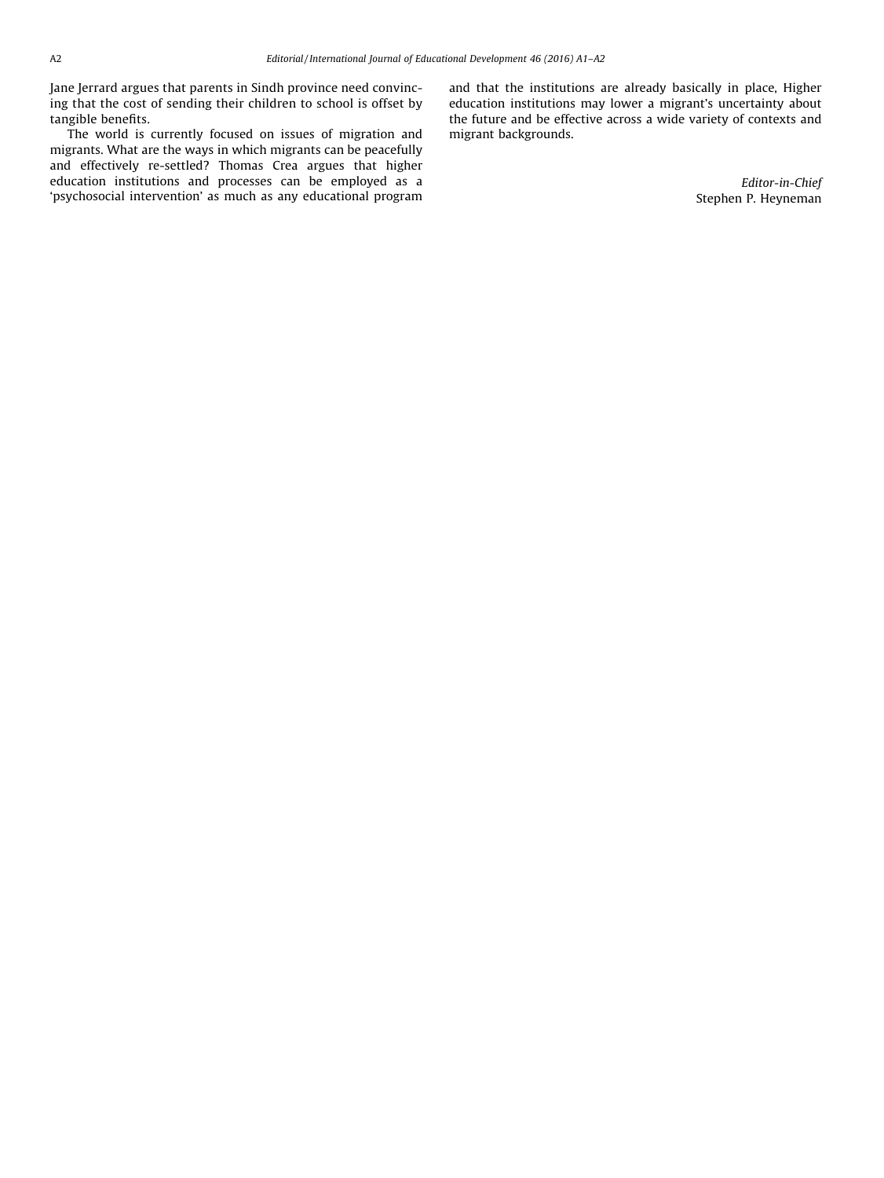Jane Jerrard argues that parents in Sindh province need convincing that the cost of sending their children to school is offset by tangible benefits.

The world is currently focused on issues of migration and migrants. What are the ways in which migrants can be peacefully and effectively re-settled? Thomas Crea argues that higher education institutions and processes can be employed as a 'psychosocial intervention' as much as any educational program and that the institutions are already basically in place, Higher education institutions may lower a migrant's uncertainty about the future and be effective across a wide variety of contexts and migrant backgrounds.

*Editor-in-Chief*
Stephen P. Heyneman